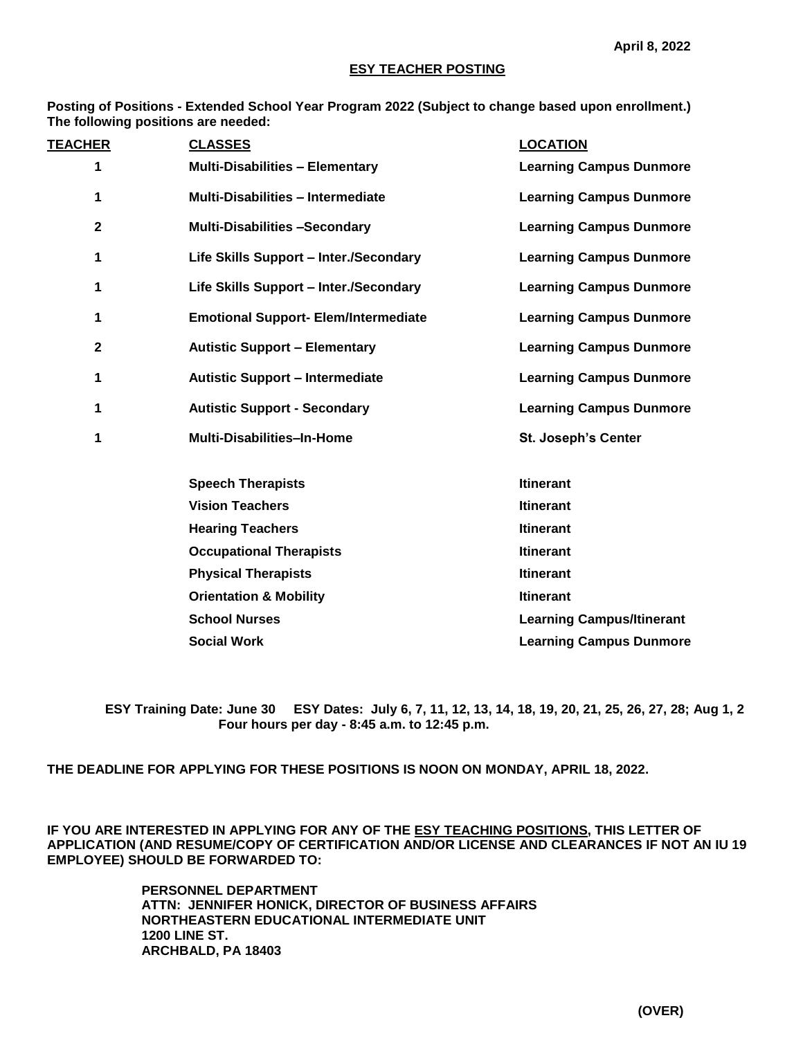**April 8, 2022**

## ESY TEACHER POSTING

**Posting of Positions - Extended School Year Program 2022 (Subject to change based upon enrollment.) The following positions are needed:**

| TEACHER | CLASSES | LOCATION |
|---|---|---|
| 1 | Multi-Disabilities – Elementary | Learning Campus Dunmore |
| 1 | Multi-Disabilities – Intermediate | Learning Campus Dunmore |
| 2 | Multi-Disabilities –Secondary | Learning Campus Dunmore |
| 1 | Life Skills Support – Inter./Secondary | Learning Campus Dunmore |
| 1 | Life Skills Support – Inter./Secondary | Learning Campus Dunmore |
| 1 | Emotional Support- Elem/Intermediate | Learning Campus Dunmore |
| 2 | Autistic Support – Elementary | Learning Campus Dunmore |
| 1 | Autistic Support – Intermediate | Learning Campus Dunmore |
| 1 | Autistic Support - Secondary | Learning Campus Dunmore |
| 1 | Multi-Disabilities–In-Home | St. Joseph's Center |
| | Speech Therapists | Itinerant |
| | Vision Teachers | Itinerant |
| | Hearing Teachers | Itinerant |
| | Occupational Therapists | Itinerant |
| | Physical Therapists | Itinerant |
| | Orientation & Mobility | Itinerant |
| | School Nurses | Learning Campus/Itinerant |
| | Social Work | Learning Campus Dunmore |

**ESY Training Date: June 30 ESY Dates: July 6, 7, 11, 12, 13, 14, 18, 19, 20, 21, 25, 26, 27, 28; Aug 1, 2**
**Four hours per day - 8:45 a.m. to 12:45 p.m.**

**THE DEADLINE FOR APPLYING FOR THESE POSITIONS IS NOON ON MONDAY, APRIL 18, 2022.**

**IF YOU ARE INTERESTED IN APPLYING FOR ANY OF THE ESY TEACHING POSITIONS, THIS LETTER OF APPLICATION (AND RESUME/COPY OF CERTIFICATION AND/OR LICENSE AND CLEARANCES IF NOT AN IU 19 EMPLOYEE) SHOULD BE FORWARDED TO:**

**PERSONNEL DEPARTMENT**
**ATTN: JENNIFER HONICK, DIRECTOR OF BUSINESS AFFAIRS**
**NORTHEASTERN EDUCATIONAL INTERMEDIATE UNIT**
**1200 LINE ST.**
**ARCHBALD, PA 18403**

**(OVER)**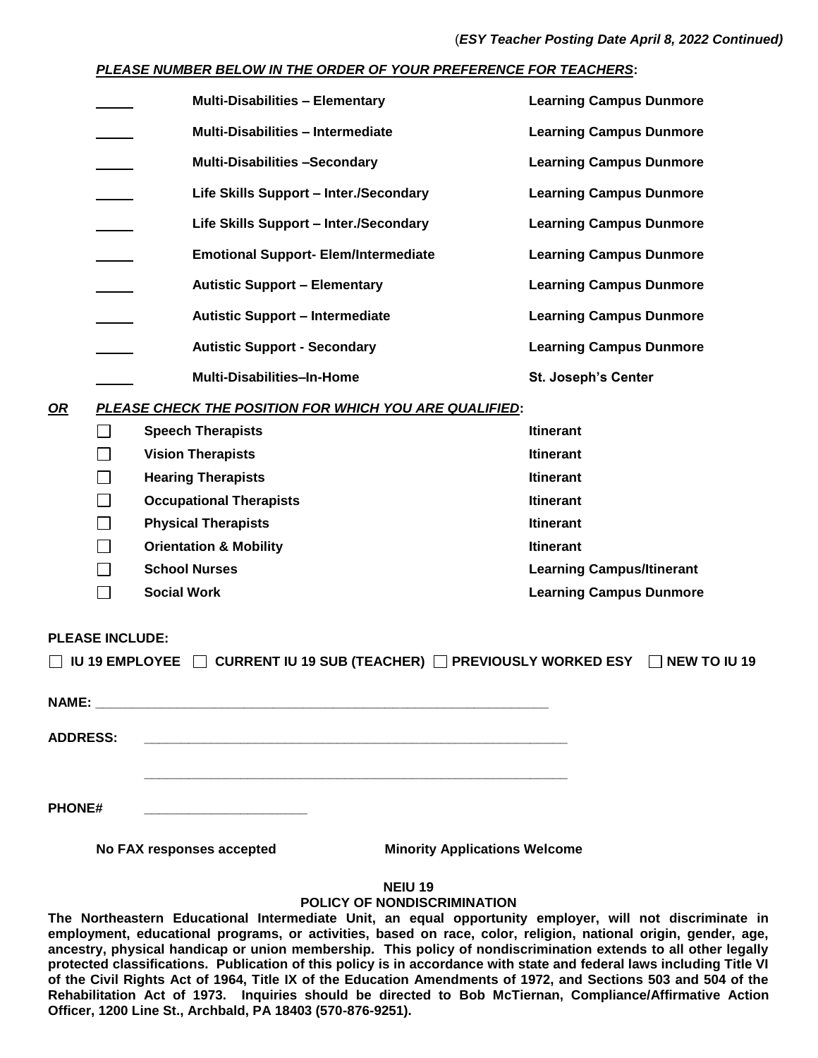(*ESY Teacher Posting Date April 8, 2022 Continued)*

***PLEASE NUMBER BELOW IN THE ORDER OF YOUR PREFERENCE FOR TEACHERS*:**

| | | |
|---|---|---|
| _____ | **Multi-Disabilities – Elementary** | **Learning Campus Dunmore** |
| _____ | **Multi-Disabilities – Intermediate** | **Learning Campus Dunmore** |
| _____ | **Multi-Disabilities –Secondary** | **Learning Campus Dunmore** |
| _____ | **Life Skills Support – Inter./Secondary** | **Learning Campus Dunmore** |
| _____ | **Life Skills Support – Inter./Secondary** | **Learning Campus Dunmore** |
| _____ | **Emotional Support- Elem/Intermediate** | **Learning Campus Dunmore** |
| _____ | **Autistic Support – Elementary** | **Learning Campus Dunmore** |
| _____ | **Autistic Support – Intermediate** | **Learning Campus Dunmore** |
| _____ | **Autistic Support - Secondary** | **Learning Campus Dunmore** |
| _____ | **Multi-Disabilities–In-Home** | **St. Joseph's Center** |

***OR*** ***PLEASE CHECK THE POSITION FOR WHICH YOU ARE QUALIFIED*:**

| | | |
|---|---|---|
| ☐ | **Speech Therapists** | **Itinerant** |
| ☐ | **Vision Therapists** | **Itinerant** |
| ☐ | **Hearing Therapists** | **Itinerant** |
| ☐ | **Occupational Therapists** | **Itinerant** |
| ☐ | **Physical Therapists** | **Itinerant** |
| ☐ | **Orientation & Mobility** | **Itinerant** |
| ☐ | **School Nurses** | **Learning Campus/Itinerant** |
| ☐ | **Social Work** | **Learning Campus Dunmore** |

**PLEASE INCLUDE:**

☐ **IU 19 EMPLOYEE** ☐ **CURRENT IU 19 SUB (TEACHER)** ☐ **PREVIOUSLY WORKED ESY** ☐ **NEW TO IU 19**

**NAME:** ______________________________________________________________

**ADDRESS:** ___________________________________________________________

___________________________________________________________

**PHONE#** ______________________

**No FAX responses accepted** **Minority Applications Welcome**

**NEIU 19**
**POLICY OF NONDISCRIMINATION**

**The Northeastern Educational Intermediate Unit, an equal opportunity employer, will not discriminate in employment, educational programs, or activities, based on race, color, religion, national origin, gender, age, ancestry, physical handicap or union membership. This policy of nondiscrimination extends to all other legally protected classifications. Publication of this policy is in accordance with state and federal laws including Title VI of the Civil Rights Act of 1964, Title IX of the Education Amendments of 1972, and Sections 503 and 504 of the Rehabilitation Act of 1973. Inquiries should be directed to Bob McTiernan, Compliance/Affirmative Action Officer, 1200 Line St., Archbald, PA 18403 (570-876-9251).**